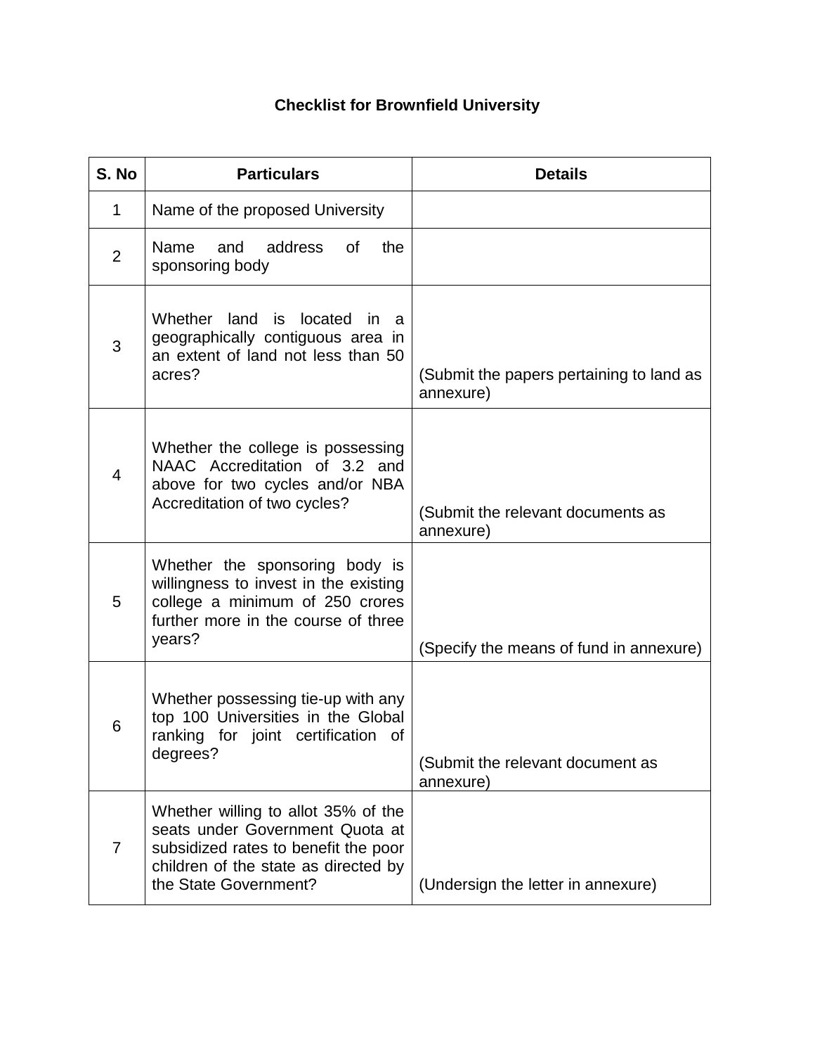# Checklist for Brownfield University

| S. No | Particulars | Details |
|---|---|---|
| 1 | Name of the proposed University | |
| 2 | Name and address of the sponsoring body | |
| 3 | Whether land is located in a geographically contiguous area in an extent of land not less than 50 acres? | (Submit the papers pertaining to land as annexure) |
| 4 | Whether the college is possessing NAAC Accreditation of 3.2 and above for two cycles and/or NBA Accreditation of two cycles? | (Submit the relevant documents as annexure) |
| 5 | Whether the sponsoring body is willingness to invest in the existing college a minimum of 250 crores further more in the course of three years? | (Specify the means of fund in annexure) |
| 6 | Whether possessing tie-up with any top 100 Universities in the Global ranking for joint certification of degrees? | (Submit the relevant document as annexure) |
| 7 | Whether willing to allot 35% of the seats under Government Quota at subsidized rates to benefit the poor children of the state as directed by the State Government? | (Undersign the letter in annexure) |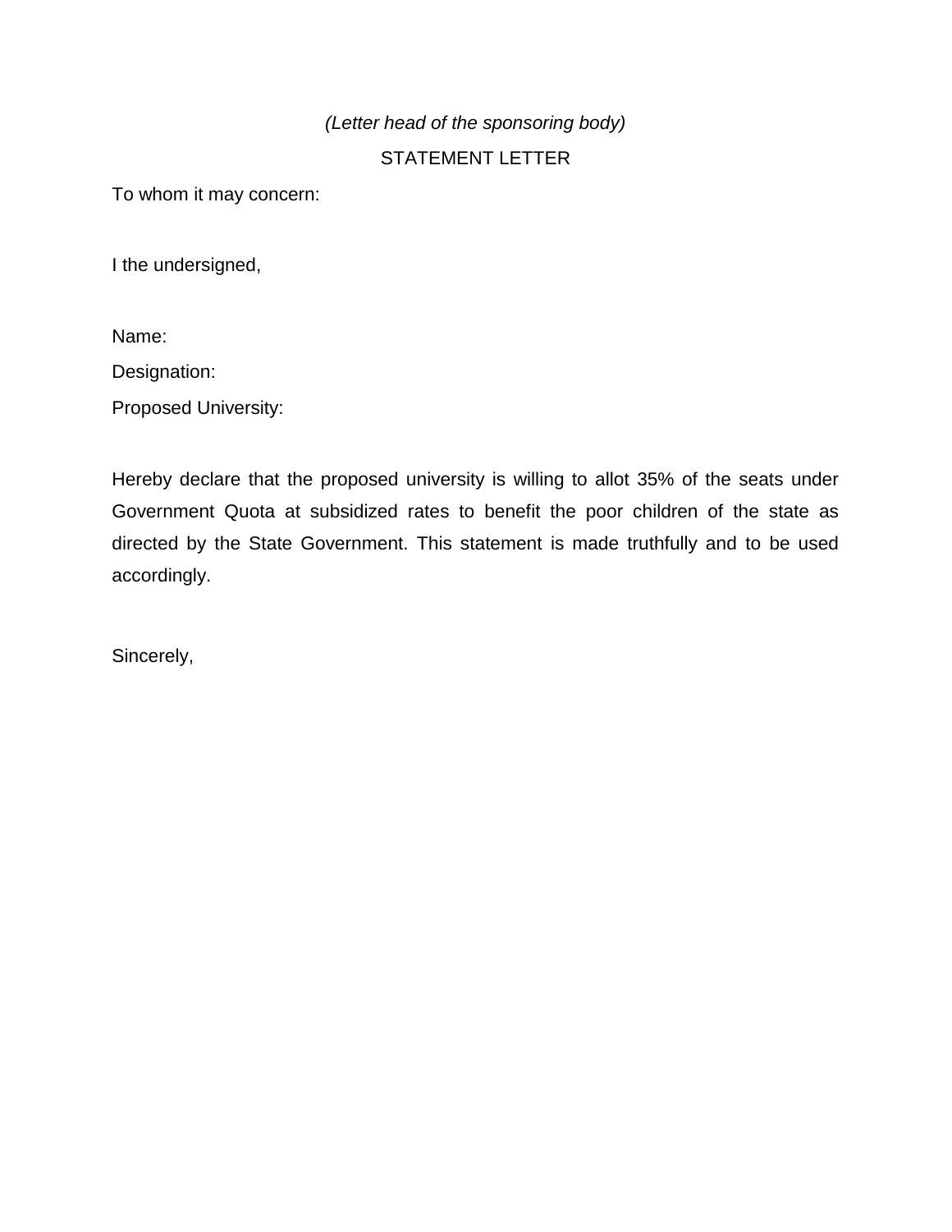*(Letter head of the sponsoring body)*

STATEMENT LETTER

To whom it may concern:

I the undersigned,

Name:

Designation:

Proposed University:

Hereby declare that the proposed university is willing to allot 35% of the seats under Government Quota at subsidized rates to benefit the poor children of the state as directed by the State Government. This statement is made truthfully and to be used accordingly.

Sincerely,